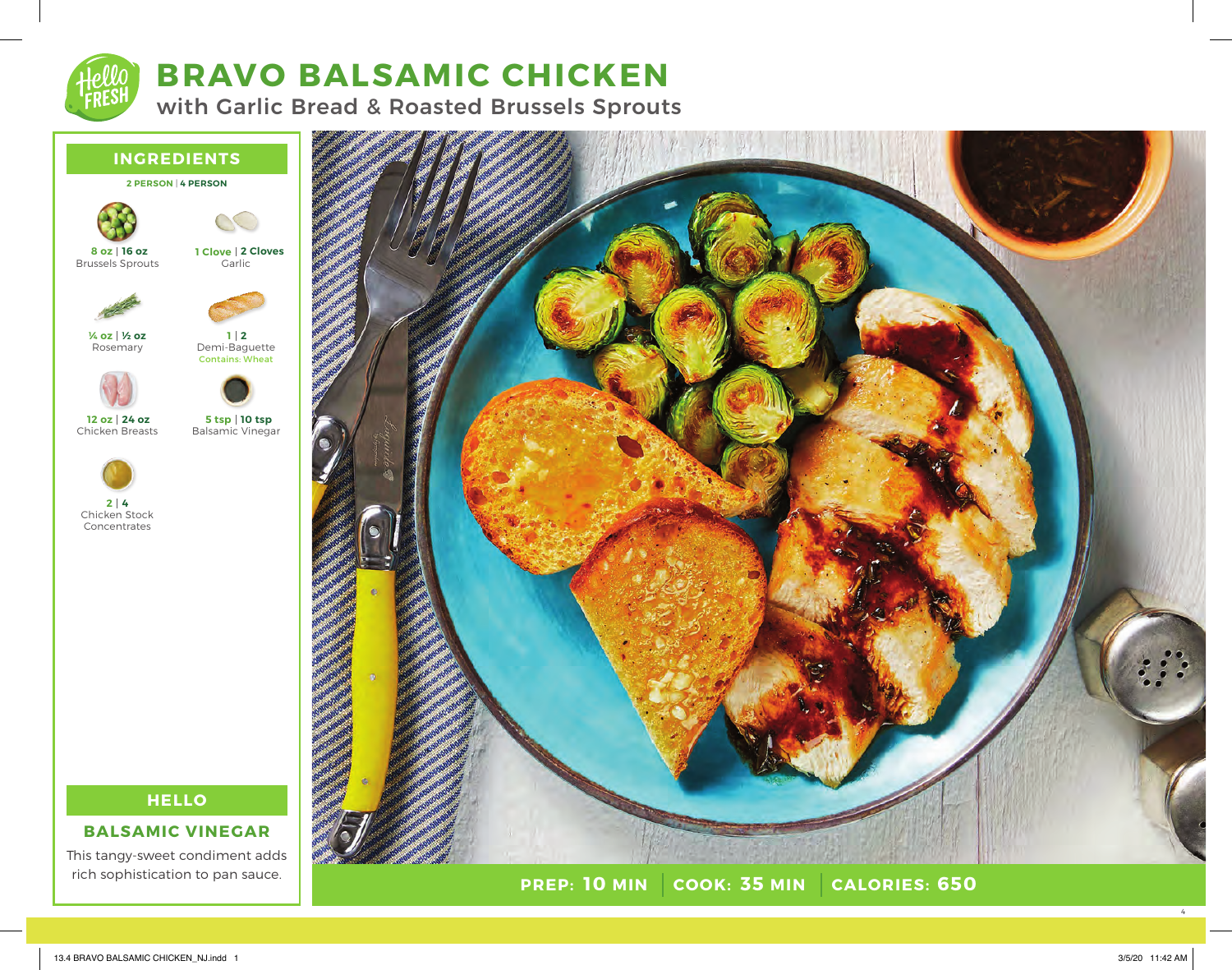# BRAVO BALSAMIC CHICKEN

## with Garlic Bread & Roasted Brussels Sprouts

## INGREDIENTS

**2 PERSON | 4 PERSON**

- **8 oz | 16 oz** Brussels Sprouts
- **1 Clove | 2 Cloves** Garlic
- **¼ oz | ½ oz** Rosemary
- **1 | 2** Demi-Baguette
  Contains: Wheat
- **12 oz | 24 oz** Chicken Breasts
- **5 tsp | 10 tsp** Balsamic Vinegar
- **2 | 4** Chicken Stock Concentrates

## HELLO

### BALSAMIC VINEGAR

This tangy-sweet condiment adds rich sophistication to pan sauce.

**PREP: 10 MIN | COOK: 35 MIN | CALORIES: 650**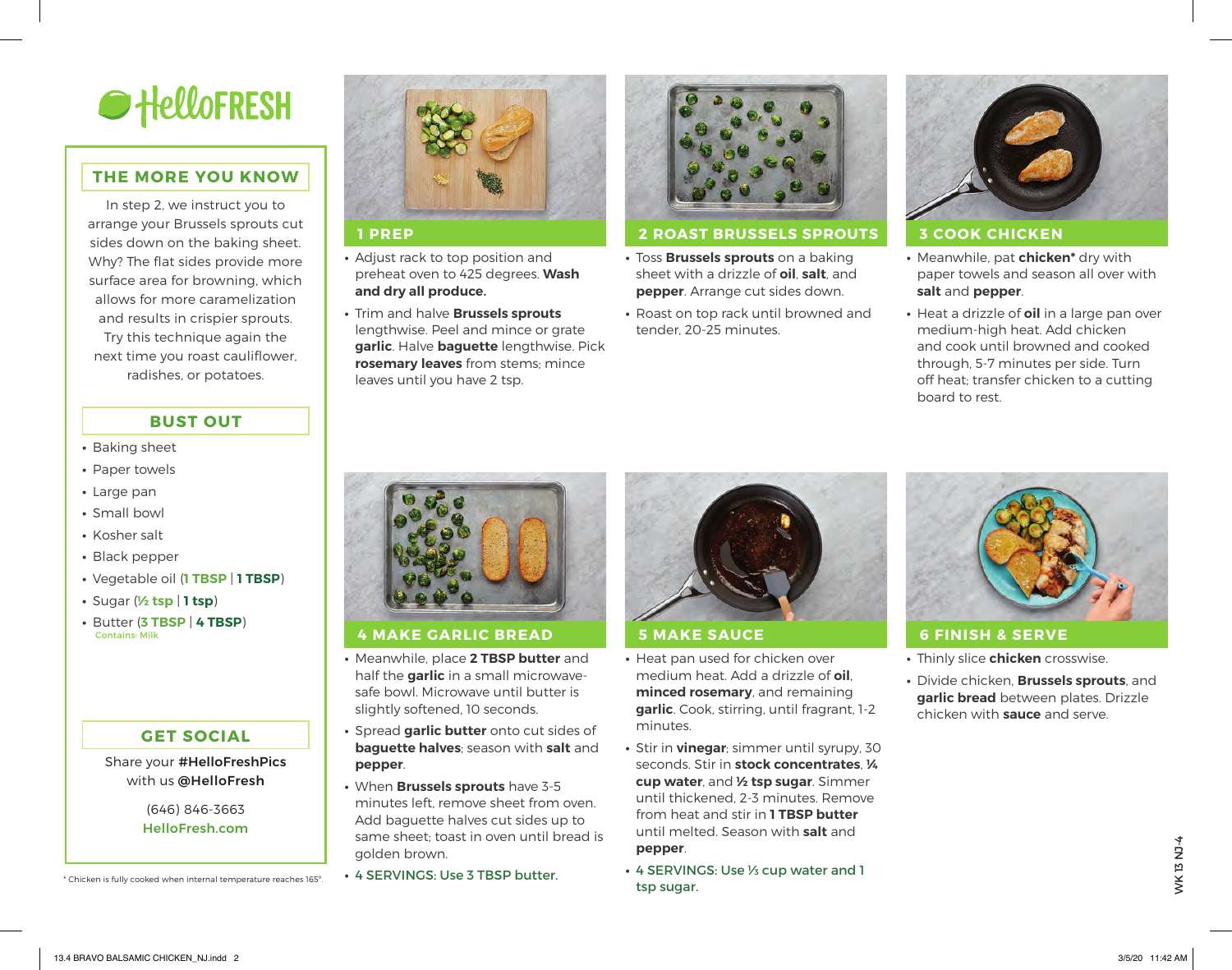# HelloFRESH

## THE MORE YOU KNOW

In step 2, we instruct you to arrange your Brussels sprouts cut sides down on the baking sheet. Why? The flat sides provide more surface area for browning, which allows for more caramelization and results in crispier sprouts. Try this technique again the next time you roast cauliflower, radishes, or potatoes.

## BUST OUT

- Baking sheet
- Paper towels
- Large pan
- Small bowl
- Kosher salt
- Black pepper
- Vegetable oil (1 TBSP | 1 TBSP)
- Sugar (½ tsp | 1 tsp)
- Butter (3 TBSP | 4 TBSP)
  Contains: Milk

## GET SOCIAL

Share your **#HelloFreshPics** with us **@HelloFresh**

(646) 846-3663

HelloFresh.com

\* Chicken is fully cooked when internal temperature reaches 165°.

## 1 PREP

- Adjust rack to top position and preheat oven to 425 degrees. **Wash and dry all produce.**
- Trim and halve **Brussels sprouts** lengthwise. Peel and mince or grate **garlic**. Halve **baguette** lengthwise. Pick **rosemary leaves** from stems; mince leaves until you have 2 tsp.

## 2 ROAST BRUSSELS SPROUTS

- Toss **Brussels sprouts** on a baking sheet with a drizzle of **oil**, **salt**, and **pepper**. Arrange cut sides down.
- Roast on top rack until browned and tender, 20-25 minutes.

## 3 COOK CHICKEN

- Meanwhile, pat **chicken*** dry with paper towels and season all over with **salt** and **pepper**.
- Heat a drizzle of **oil** in a large pan over medium-high heat. Add chicken and cook until browned and cooked through, 5-7 minutes per side. Turn off heat; transfer chicken to a cutting board to rest.

## 4 MAKE GARLIC BREAD

- Meanwhile, place **2 TBSP butter** and half the **garlic** in a small microwave-safe bowl. Microwave until butter is slightly softened, 10 seconds.
- Spread **garlic butter** onto cut sides of **baguette halves**; season with **salt** and **pepper**.
- When **Brussels sprouts** have 3-5 minutes left, remove sheet from oven. Add baguette halves cut sides up to same sheet; toast in oven until bread is golden brown.
- 4 SERVINGS: Use 3 TBSP butter.

## 5 MAKE SAUCE

- Heat pan used for chicken over medium heat. Add a drizzle of **oil**, **minced rosemary**, and remaining **garlic**. Cook, stirring, until fragrant, 1-2 minutes.
- Stir in **vinegar**; simmer until syrupy, 30 seconds. Stir in **stock concentrates**, **¼ cup water**, and **½ tsp sugar**. Simmer until thickened, 2-3 minutes. Remove from heat and stir in **1 TBSP butter** until melted. Season with **salt** and **pepper**.
- 4 SERVINGS: Use ⅓ cup water and 1 tsp sugar.

## 6 FINISH & SERVE

- Thinly slice **chicken** crosswise.
- Divide chicken, **Brussels sprouts**, and **garlic bread** between plates. Drizzle chicken with **sauce** and serve.

WK 13 NJ-4